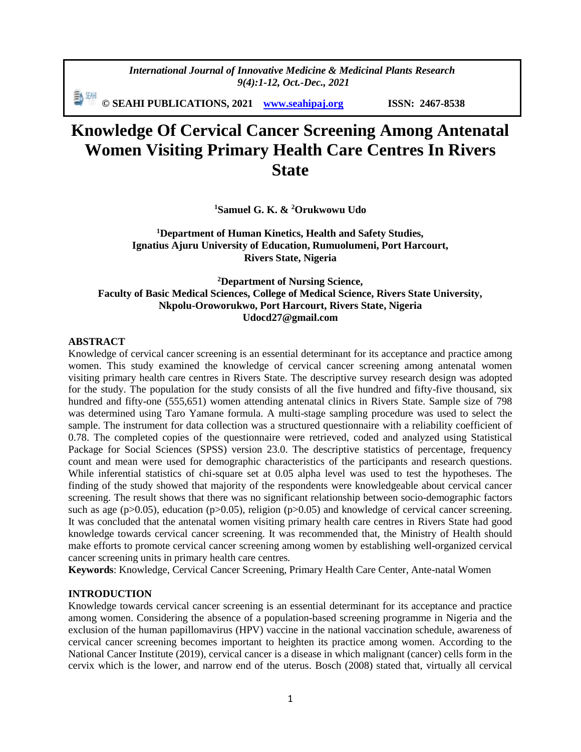# Knowledge Of Cervical Cancer Screening Among Antenatal Women Visiting Primary Health Care Centres In Rivers State

**[1]Samuel G. K. & [2]Orukwowu Udo**

**[1]Department of Human Kinetics, Health and Safety Studies, Ignatius Ajuru University of Education, Rumuolumeni, Port Harcourt, Rivers State, Nigeria**

**[2]Department of Nursing Science, Faculty of Basic Medical Sciences, College of Medical Science, Rivers State University, Nkpolu-Oroworukwo, Port Harcourt, Rivers State, Nigeria**
**Udocd27@gmail.com**

## ABSTRACT

Knowledge of cervical cancer screening is an essential determinant for its acceptance and practice among women. This study examined the knowledge of cervical cancer screening among antenatal women visiting primary health care centres in Rivers State. The descriptive survey research design was adopted for the study. The population for the study consists of all the five hundred and fifty-five thousand, six hundred and fifty-one (555,651) women attending antenatal clinics in Rivers State. Sample size of 798 was determined using Taro Yamane formula. A multi-stage sampling procedure was used to select the sample. The instrument for data collection was a structured questionnaire with a reliability coefficient of 0.78. The completed copies of the questionnaire were retrieved, coded and analyzed using Statistical Package for Social Sciences (SPSS) version 23.0. The descriptive statistics of percentage, frequency count and mean were used for demographic characteristics of the participants and research questions. While inferential statistics of chi-square set at 0.05 alpha level was used to test the hypotheses. The finding of the study showed that majority of the respondents were knowledgeable about cervical cancer screening. The result shows that there was no significant relationship between socio-demographic factors such as age ($p>0.05$), education ($p>0.05$), religion ($p>0.05$) and knowledge of cervical cancer screening. It was concluded that the antenatal women visiting primary health care centres in Rivers State had good knowledge towards cervical cancer screening. It was recommended that, the Ministry of Health should make efforts to promote cervical cancer screening among women by establishing well-organized cervical cancer screening units in primary health care centres.

**Keywords**: Knowledge, Cervical Cancer Screening, Primary Health Care Center, Ante-natal Women

## INTRODUCTION

Knowledge towards cervical cancer screening is an essential determinant for its acceptance and practice among women. Considering the absence of a population-based screening programme in Nigeria and the exclusion of the human papillomavirus (HPV) vaccine in the national vaccination schedule, awareness of cervical cancer screening becomes important to heighten its practice among women. According to the National Cancer Institute (2019), cervical cancer is a disease in which malignant (cancer) cells form in the cervix which is the lower, and narrow end of the uterus. Bosch (2008) stated that, virtually all cervical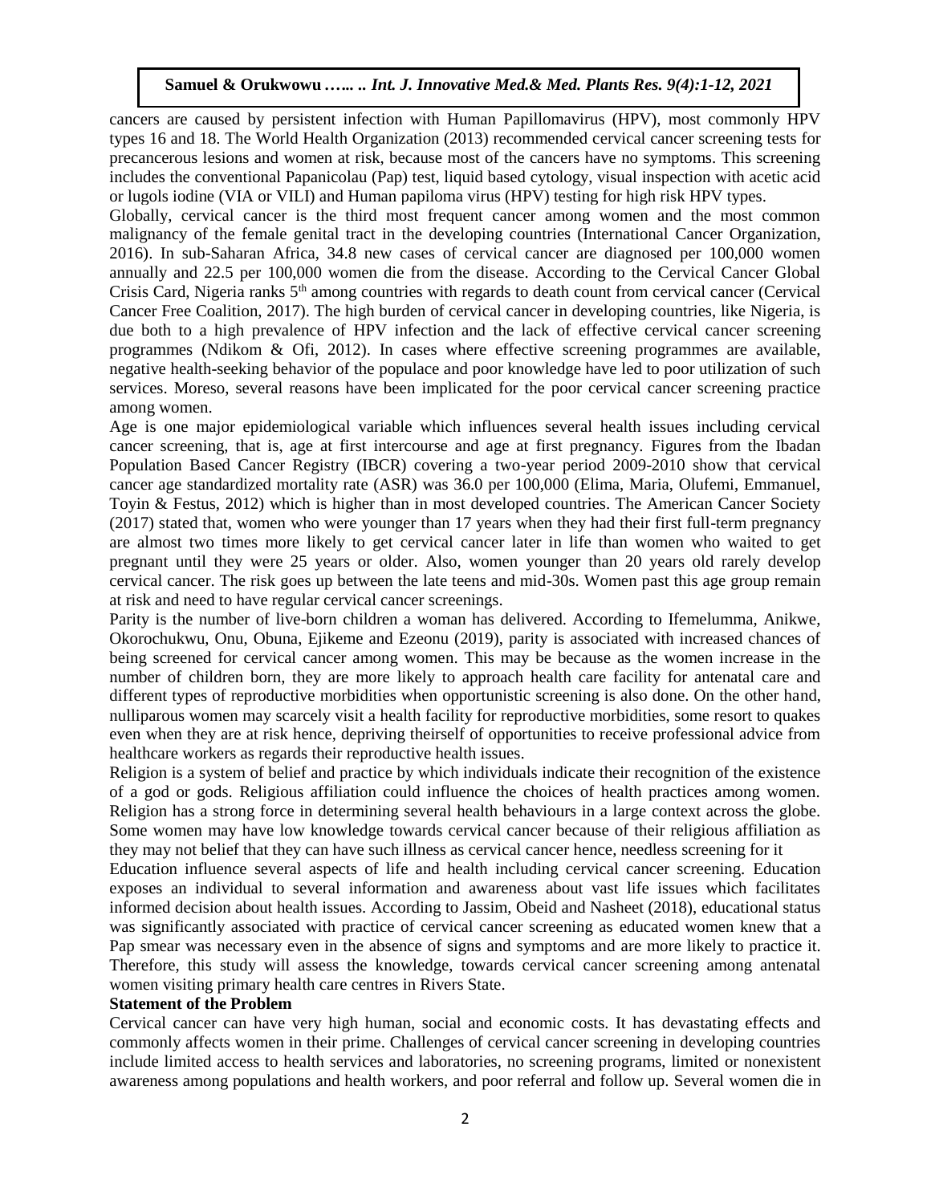cancers are caused by persistent infection with Human Papillomavirus (HPV), most commonly HPV types 16 and 18. The World Health Organization (2013) recommended cervical cancer screening tests for precancerous lesions and women at risk, because most of the cancers have no symptoms. This screening includes the conventional Papanicolau (Pap) test, liquid based cytology, visual inspection with acetic acid or lugols iodine (VIA or VILI) and Human papiloma virus (HPV) testing for high risk HPV types.

Globally, cervical cancer is the third most frequent cancer among women and the most common malignancy of the female genital tract in the developing countries (International Cancer Organization, 2016). In sub-Saharan Africa, 34.8 new cases of cervical cancer are diagnosed per 100,000 women annually and 22.5 per 100,000 women die from the disease. According to the Cervical Cancer Global Crisis Card, Nigeria ranks 5th among countries with regards to death count from cervical cancer (Cervical Cancer Free Coalition, 2017). The high burden of cervical cancer in developing countries, like Nigeria, is due both to a high prevalence of HPV infection and the lack of effective cervical cancer screening programmes (Ndikom & Ofi, 2012). In cases where effective screening programmes are available, negative health-seeking behavior of the populace and poor knowledge have led to poor utilization of such services. Moreso, several reasons have been implicated for the poor cervical cancer screening practice among women.

Age is one major epidemiological variable which influences several health issues including cervical cancer screening, that is, age at first intercourse and age at first pregnancy. Figures from the Ibadan Population Based Cancer Registry (IBCR) covering a two-year period 2009-2010 show that cervical cancer age standardized mortality rate (ASR) was 36.0 per 100,000 (Elima, Maria, Olufemi, Emmanuel, Toyin & Festus, 2012) which is higher than in most developed countries. The American Cancer Society (2017) stated that, women who were younger than 17 years when they had their first full-term pregnancy are almost two times more likely to get cervical cancer later in life than women who waited to get pregnant until they were 25 years or older. Also, women younger than 20 years old rarely develop cervical cancer. The risk goes up between the late teens and mid-30s. Women past this age group remain at risk and need to have regular cervical cancer screenings.

Parity is the number of live-born children a woman has delivered. According to Ifemelumma, Anikwe, Okorochukwu, Onu, Obuna, Ejikeme and Ezeonu (2019), parity is associated with increased chances of being screened for cervical cancer among women. This may be because as the women increase in the number of children born, they are more likely to approach health care facility for antenatal care and different types of reproductive morbidities when opportunistic screening is also done. On the other hand, nulliparous women may scarcely visit a health facility for reproductive morbidities, some resort to quakes even when they are at risk hence, depriving theirself of opportunities to receive professional advice from healthcare workers as regards their reproductive health issues.

Religion is a system of belief and practice by which individuals indicate their recognition of the existence of a god or gods. Religious affiliation could influence the choices of health practices among women. Religion has a strong force in determining several health behaviours in a large context across the globe. Some women may have low knowledge towards cervical cancer because of their religious affiliation as they may not belief that they can have such illness as cervical cancer hence, needless screening for it

Education influence several aspects of life and health including cervical cancer screening. Education exposes an individual to several information and awareness about vast life issues which facilitates informed decision about health issues. According to Jassim, Obeid and Nasheet (2018), educational status was significantly associated with practice of cervical cancer screening as educated women knew that a Pap smear was necessary even in the absence of signs and symptoms and are more likely to practice it. Therefore, this study will assess the knowledge, towards cervical cancer screening among antenatal women visiting primary health care centres in Rivers State.

**Statement of the Problem**

Cervical cancer can have very high human, social and economic costs. It has devastating effects and commonly affects women in their prime. Challenges of cervical cancer screening in developing countries include limited access to health services and laboratories, no screening programs, limited or nonexistent awareness among populations and health workers, and poor referral and follow up. Several women die in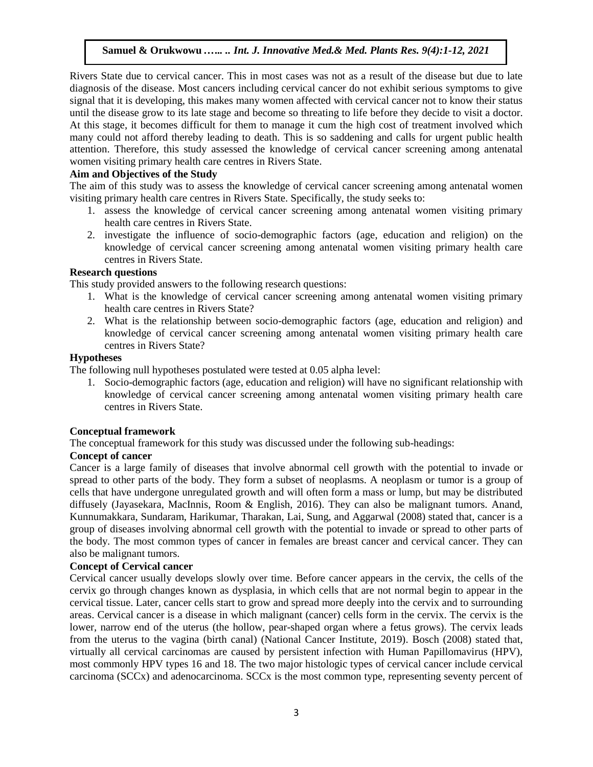Rivers State due to cervical cancer. This in most cases was not as a result of the disease but due to late diagnosis of the disease. Most cancers including cervical cancer do not exhibit serious symptoms to give signal that it is developing, this makes many women affected with cervical cancer not to know their status until the disease grow to its late stage and become so threating to life before they decide to visit a doctor. At this stage, it becomes difficult for them to manage it cum the high cost of treatment involved which many could not afford thereby leading to death. This is so saddening and calls for urgent public health attention. Therefore, this study assessed the knowledge of cervical cancer screening among antenatal women visiting primary health care centres in Rivers State.

### Aim and Objectives of the Study

The aim of this study was to assess the knowledge of cervical cancer screening among antenatal women visiting primary health care centres in Rivers State. Specifically, the study seeks to:

1. assess the knowledge of cervical cancer screening among antenatal women visiting primary health care centres in Rivers State.
2. investigate the influence of socio-demographic factors (age, education and religion) on the knowledge of cervical cancer screening among antenatal women visiting primary health care centres in Rivers State.

### Research questions

This study provided answers to the following research questions:

1. What is the knowledge of cervical cancer screening among antenatal women visiting primary health care centres in Rivers State?
2. What is the relationship between socio-demographic factors (age, education and religion) and knowledge of cervical cancer screening among antenatal women visiting primary health care centres in Rivers State?

### Hypotheses

The following null hypotheses postulated were tested at 0.05 alpha level:

1. Socio-demographic factors (age, education and religion) will have no significant relationship with knowledge of cervical cancer screening among antenatal women visiting primary health care centres in Rivers State.

### Conceptual framework

The conceptual framework for this study was discussed under the following sub-headings:

### Concept of cancer

Cancer is a large family of diseases that involve abnormal cell growth with the potential to invade or spread to other parts of the body. They form a subset of neoplasms. A neoplasm or tumor is a group of cells that have undergone unregulated growth and will often form a mass or lump, but may be distributed diffusely (Jayasekara, MacInnis, Room & English, 2016). They can also be malignant tumors. Anand, Kunnumakkara, Sundaram, Harikumar, Tharakan, Lai, Sung, and Aggarwal (2008) stated that, cancer is a group of diseases involving abnormal cell growth with the potential to invade or spread to other parts of the body. The most common types of cancer in females are breast cancer and cervical cancer. They can also be malignant tumors.

### Concept of Cervical cancer

Cervical cancer usually develops slowly over time. Before cancer appears in the cervix, the cells of the cervix go through changes known as dysplasia, in which cells that are not normal begin to appear in the cervical tissue. Later, cancer cells start to grow and spread more deeply into the cervix and to surrounding areas. Cervical cancer is a disease in which malignant (cancer) cells form in the cervix. The cervix is the lower, narrow end of the uterus (the hollow, pear-shaped organ where a fetus grows). The cervix leads from the uterus to the vagina (birth canal) (National Cancer Institute, 2019). Bosch (2008) stated that, virtually all cervical carcinomas are caused by persistent infection with Human Papillomavirus (HPV), most commonly HPV types 16 and 18. The two major histologic types of cervical cancer include cervical carcinoma (SCCx) and adenocarcinoma. SCCx is the most common type, representing seventy percent of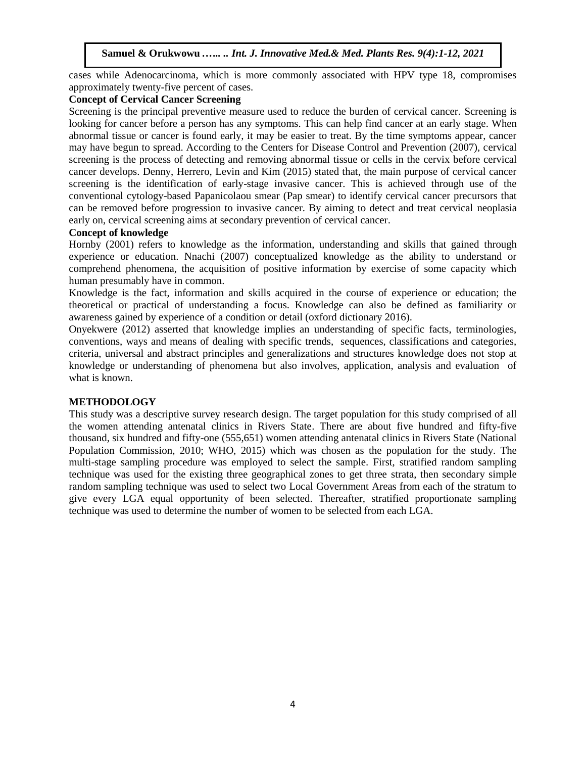cases while Adenocarcinoma, which is more commonly associated with HPV type 18, compromises approximately twenty-five percent of cases.

**Concept of Cervical Cancer Screening**

Screening is the principal preventive measure used to reduce the burden of cervical cancer. Screening is looking for cancer before a person has any symptoms. This can help find cancer at an early stage. When abnormal tissue or cancer is found early, it may be easier to treat. By the time symptoms appear, cancer may have begun to spread. According to the Centers for Disease Control and Prevention (2007), cervical screening is the process of detecting and removing abnormal tissue or cells in the cervix before cervical cancer develops. Denny, Herrero, Levin and Kim (2015) stated that, the main purpose of cervical cancer screening is the identification of early-stage invasive cancer. This is achieved through use of the conventional cytology-based Papanicolaou smear (Pap smear) to identify cervical cancer precursors that can be removed before progression to invasive cancer. By aiming to detect and treat cervical neoplasia early on, cervical screening aims at secondary prevention of cervical cancer.

**Concept of knowledge**

Hornby (2001) refers to knowledge as the information, understanding and skills that gained through experience or education. Nnachi (2007) conceptualized knowledge as the ability to understand or comprehend phenomena, the acquisition of positive information by exercise of some capacity which human presumably have in common.

Knowledge is the fact, information and skills acquired in the course of experience or education; the theoretical or practical of understanding a focus. Knowledge can also be defined as familiarity or awareness gained by experience of a condition or detail (oxford dictionary 2016).

Onyekwere (2012) asserted that knowledge implies an understanding of specific facts, terminologies, conventions, ways and means of dealing with specific trends, sequences, classifications and categories, criteria, universal and abstract principles and generalizations and structures knowledge does not stop at knowledge or understanding of phenomena but also involves, application, analysis and evaluation of what is known.

## METHODOLOGY

This study was a descriptive survey research design. The target population for this study comprised of all the women attending antenatal clinics in Rivers State. There are about five hundred and fifty-five thousand, six hundred and fifty-one (555,651) women attending antenatal clinics in Rivers State (National Population Commission, 2010; WHO, 2015) which was chosen as the population for the study. The multi-stage sampling procedure was employed to select the sample. First, stratified random sampling technique was used for the existing three geographical zones to get three strata, then secondary simple random sampling technique was used to select two Local Government Areas from each of the stratum to give every LGA equal opportunity of been selected. Thereafter, stratified proportionate sampling technique was used to determine the number of women to be selected from each LGA.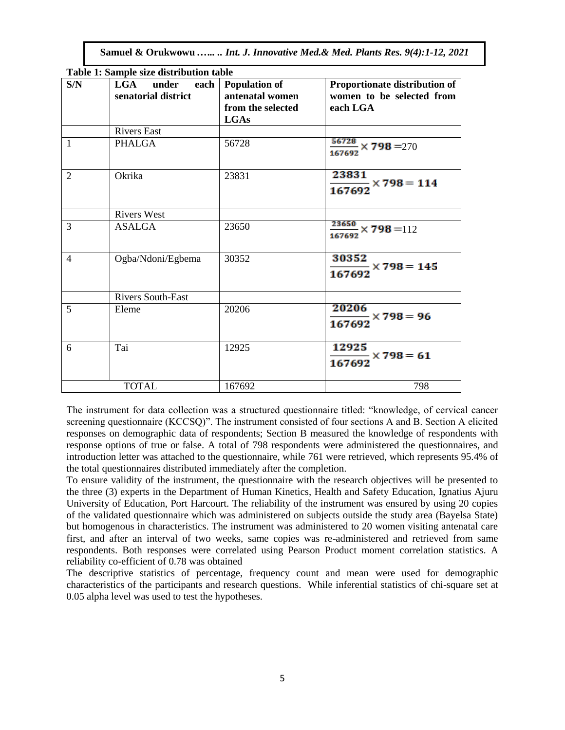**Table 1: Sample size distribution table**

| S/N | LGA under each senatorial district | Population of antenatal women from the selected LGAs | Proportionate distribution of women to be selected from each LGA |
|---|---|---|---|
| | Rivers East | | |
| 1 | PHALGA | 56728 | $\frac{56728}{167692} \times 798 = 270$ |
| 2 | Okrika | 23831 | $\frac{23831}{167692} \times 798 = 114$ |
| | Rivers West | | |
| 3 | ASALGA | 23650 | $\frac{23650}{167692} \times 798 = 112$ |
| 4 | Ogba/Ndoni/Egbema | 30352 | $\frac{30352}{167692} \times 798 = 145$ |
| | Rivers South-East | | |
| 5 | Eleme | 20206 | $\frac{20206}{167692} \times 798 = 96$ |
| 6 | Tai | 12925 | $\frac{12925}{167692} \times 798 = 61$ |
| TOTAL | | 167692 | 798 |

The instrument for data collection was a structured questionnaire titled: "knowledge, of cervical cancer screening questionnaire (KCCSQ)". The instrument consisted of four sections A and B. Section A elicited responses on demographic data of respondents; Section B measured the knowledge of respondents with response options of true or false. A total of 798 respondents were administered the questionnaires, and introduction letter was attached to the questionnaire, while 761 were retrieved, which represents 95.4% of the total questionnaires distributed immediately after the completion.

To ensure validity of the instrument, the questionnaire with the research objectives will be presented to the three (3) experts in the Department of Human Kinetics, Health and Safety Education, Ignatius Ajuru University of Education, Port Harcourt. The reliability of the instrument was ensured by using 20 copies of the validated questionnaire which was administered on subjects outside the study area (Bayelsa State) but homogenous in characteristics. The instrument was administered to 20 women visiting antenatal care first, and after an interval of two weeks, same copies was re-administered and retrieved from same respondents. Both responses were correlated using Pearson Product moment correlation statistics. A reliability co-efficient of 0.78 was obtained

The descriptive statistics of percentage, frequency count and mean were used for demographic characteristics of the participants and research questions. While inferential statistics of chi-square set at 0.05 alpha level was used to test the hypotheses.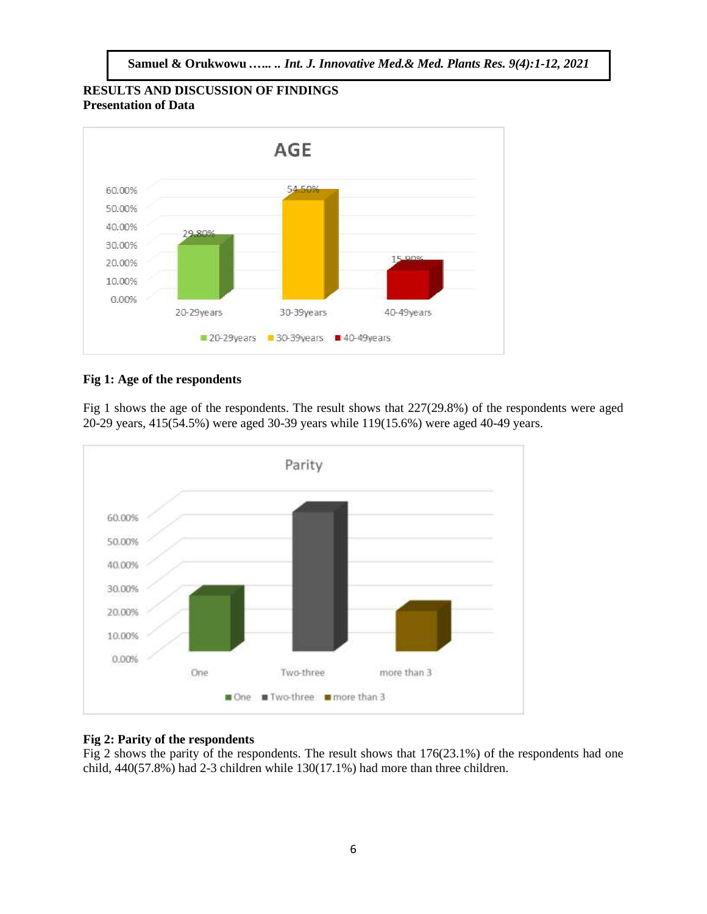## RESULTS AND DISCUSSION OF FINDINGS

### Presentation of Data

**Fig 1: Age of the respondents**

Fig 1 shows the age of the respondents. The result shows that 227(29.8%) of the respondents were aged 20-29 years, 415(54.5%) were aged 30-39 years while 119(15.6%) were aged 40-49 years.

**Fig 2: Parity of the respondents**

Fig 2 shows the parity of the respondents. The result shows that 176(23.1%) of the respondents had one child, 440(57.8%) had 2-3 children while 130(17.1%) had more than three children.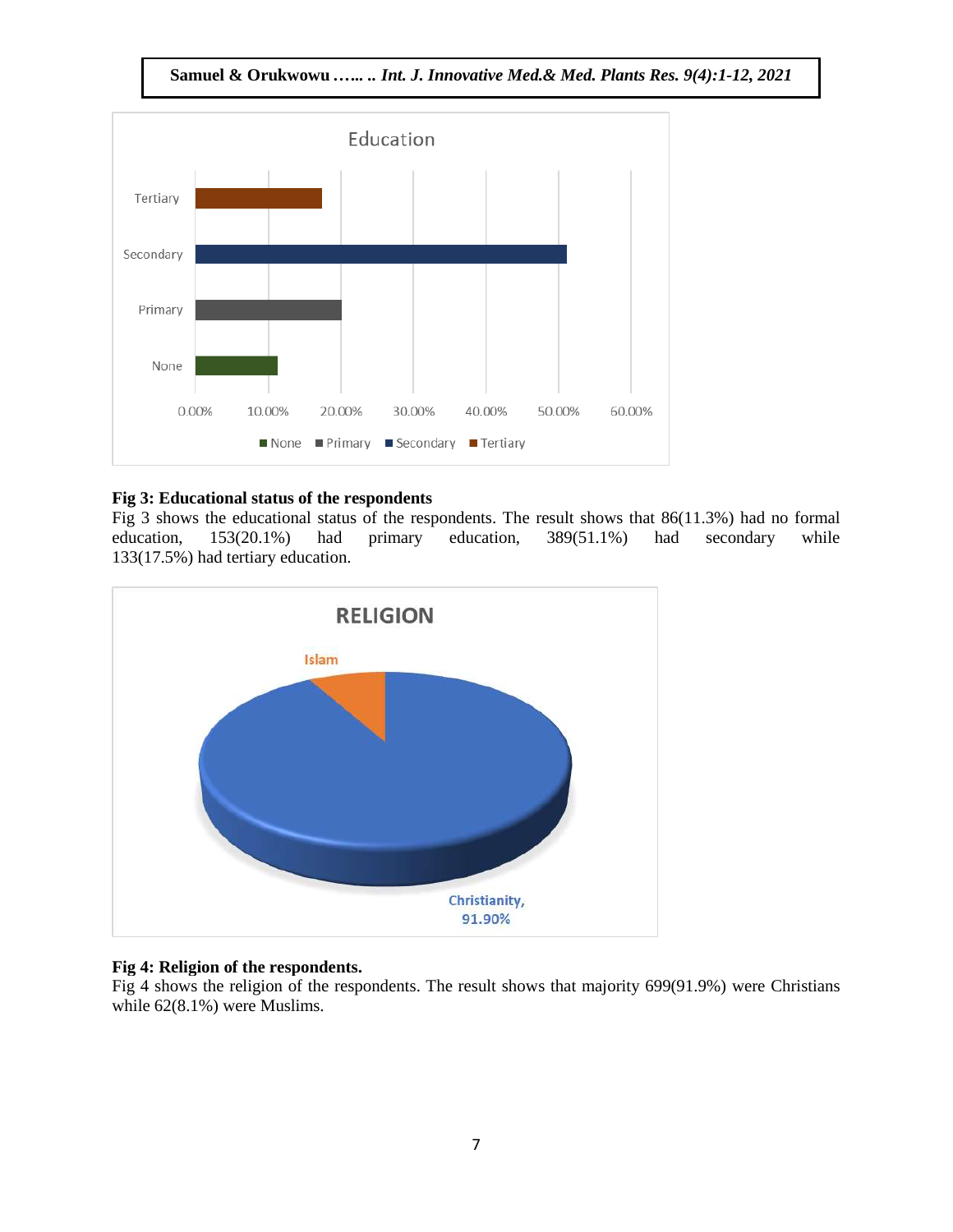**Fig 3: Educational status of the respondents**

Fig 3 shows the educational status of the respondents. The result shows that 86(11.3%) had no formal education, 153(20.1%) had primary education, 389(51.1%) had secondary while 133(17.5%) had tertiary education.

**Fig 4: Religion of the respondents.**

Fig 4 shows the religion of the respondents. The result shows that majority 699(91.9%) were Christians while 62(8.1%) were Muslims.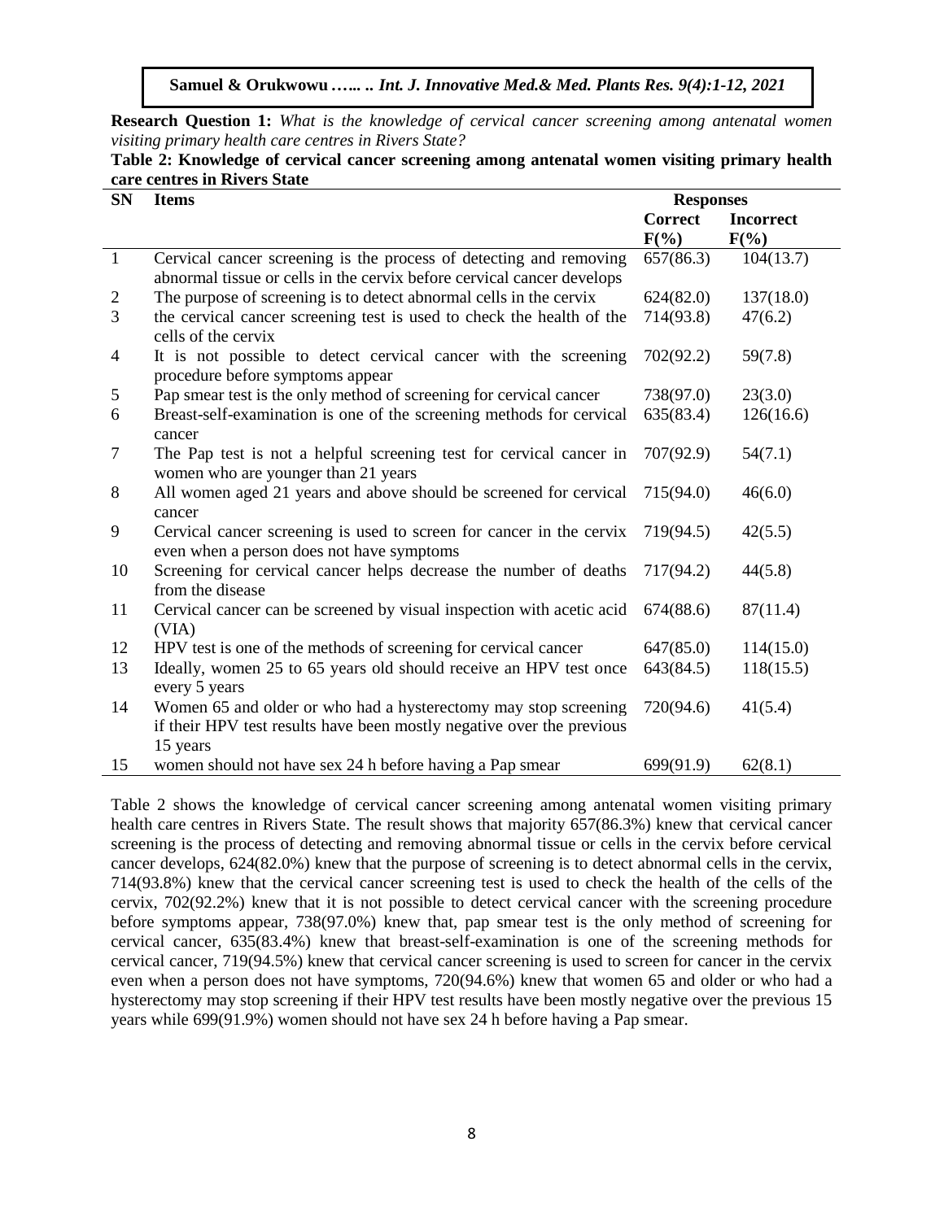**Research Question 1:** *What is the knowledge of cervical cancer screening among antenatal women visiting primary health care centres in Rivers State?*

**Table 2: Knowledge of cervical cancer screening among antenatal women visiting primary health care centres in Rivers State**

| SN | Items | Responses | |
|---|---|---|---|
| | | Correct F(%) | Incorrect F(%) |
| 1 | Cervical cancer screening is the process of detecting and removing abnormal tissue or cells in the cervix before cervical cancer develops | 657(86.3) | 104(13.7) |
| 2 | The purpose of screening is to detect abnormal cells in the cervix | 624(82.0) | 137(18.0) |
| 3 | the cervical cancer screening test is used to check the health of the cells of the cervix | 714(93.8) | 47(6.2) |
| 4 | It is not possible to detect cervical cancer with the screening procedure before symptoms appear | 702(92.2) | 59(7.8) |
| 5 | Pap smear test is the only method of screening for cervical cancer | 738(97.0) | 23(3.0) |
| 6 | Breast-self-examination is one of the screening methods for cervical cancer | 635(83.4) | 126(16.6) |
| 7 | The Pap test is not a helpful screening test for cervical cancer in women who are younger than 21 years | 707(92.9) | 54(7.1) |
| 8 | All women aged 21 years and above should be screened for cervical cancer | 715(94.0) | 46(6.0) |
| 9 | Cervical cancer screening is used to screen for cancer in the cervix even when a person does not have symptoms | 719(94.5) | 42(5.5) |
| 10 | Screening for cervical cancer helps decrease the number of deaths from the disease | 717(94.2) | 44(5.8) |
| 11 | Cervical cancer can be screened by visual inspection with acetic acid (VIA) | 674(88.6) | 87(11.4) |
| 12 | HPV test is one of the methods of screening for cervical cancer | 647(85.0) | 114(15.0) |
| 13 | Ideally, women 25 to 65 years old should receive an HPV test once every 5 years | 643(84.5) | 118(15.5) |
| 14 | Women 65 and older or who had a hysterectomy may stop screening if their HPV test results have been mostly negative over the previous 15 years | 720(94.6) | 41(5.4) |
| 15 | women should not have sex 24 h before having a Pap smear | 699(91.9) | 62(8.1) |

Table 2 shows the knowledge of cervical cancer screening among antenatal women visiting primary health care centres in Rivers State. The result shows that majority 657(86.3%) knew that cervical cancer screening is the process of detecting and removing abnormal tissue or cells in the cervix before cervical cancer develops, 624(82.0%) knew that the purpose of screening is to detect abnormal cells in the cervix, 714(93.8%) knew that the cervical cancer screening test is used to check the health of the cells of the cervix, 702(92.2%) knew that it is not possible to detect cervical cancer with the screening procedure before symptoms appear, 738(97.0%) knew that, pap smear test is the only method of screening for cervical cancer, 635(83.4%) knew that breast-self-examination is one of the screening methods for cervical cancer, 719(94.5%) knew that cervical cancer screening is used to screen for cancer in the cervix even when a person does not have symptoms, 720(94.6%) knew that women 65 and older or who had a hysterectomy may stop screening if their HPV test results have been mostly negative over the previous 15 years while 699(91.9%) women should not have sex 24 h before having a Pap smear.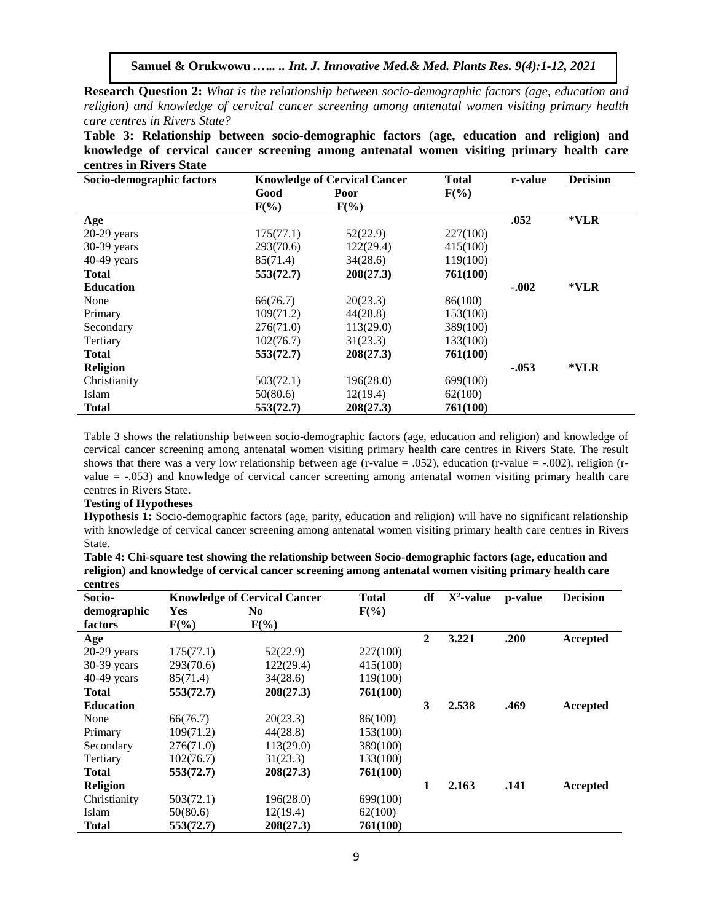**Research Question 2:** *What is the relationship between socio-demographic factors (age, education and religion) and knowledge of cervical cancer screening among antenatal women visiting primary health care centres in Rivers State?*

**Table 3: Relationship between socio-demographic factors (age, education and religion) and knowledge of cervical cancer screening among antenatal women visiting primary health care centres in Rivers State**

| Socio-demographic factors | Knowledge of Cervical Cancer | | Total | r-value | Decision |
|---|---|---|---|---|---|
| | Good F(%) | Poor F(%) | F(%) | | |
| **Age** | | | | **.052** | ***VLR** |
| 20-29 years | 175(77.1) | 52(22.9) | 227(100) | | |
| 30-39 years | 293(70.6) | 122(29.4) | 415(100) | | |
| 40-49 years | 85(71.4) | 34(28.6) | 119(100) | | |
| **Total** | **553(72.7)** | **208(27.3)** | **761(100)** | | |
| **Education** | | | | **-.002** | ***VLR** |
| None | 66(76.7) | 20(23.3) | 86(100) | | |
| Primary | 109(71.2) | 44(28.8) | 153(100) | | |
| Secondary | 276(71.0) | 113(29.0) | 389(100) | | |
| Tertiary | 102(76.7) | 31(23.3) | 133(100) | | |
| **Total** | **553(72.7)** | **208(27.3)** | **761(100)** | | |
| **Religion** | | | | **-.053** | ***VLR** |
| Christianity | 503(72.1) | 196(28.0) | 699(100) | | |
| Islam | 50(80.6) | 12(19.4) | 62(100) | | |
| **Total** | **553(72.7)** | **208(27.3)** | **761(100)** | | |

Table 3 shows the relationship between socio-demographic factors (age, education and religion) and knowledge of cervical cancer screening among antenatal women visiting primary health care centres in Rivers State. The result shows that there was a very low relationship between age (r-value = .052), education (r-value = -.002), religion (r-value = -.053) and knowledge of cervical cancer screening among antenatal women visiting primary health care centres in Rivers State.

**Testing of Hypotheses**

**Hypothesis 1:** Socio-demographic factors (age, parity, education and religion) will have no significant relationship with knowledge of cervical cancer screening among antenatal women visiting primary health care centres in Rivers State.

**Table 4: Chi-square test showing the relationship between Socio-demographic factors (age, education and religion) and knowledge of cervical cancer screening among antenatal women visiting primary health care centres**

| Socio-demographic factors | Knowledge of Cervical Cancer | | Total | df | $X^2$-value | p-value | Decision |
|---|---|---|---|---|---|---|---|
| | Yes F(%) | No F(%) | F(%) | | | | |
| **Age** | | | | **2** | **3.221** | **.200** | **Accepted** |
| 20-29 years | 175(77.1) | 52(22.9) | 227(100) | | | | |
| 30-39 years | 293(70.6) | 122(29.4) | 415(100) | | | | |
| 40-49 years | 85(71.4) | 34(28.6) | 119(100) | | | | |
| **Total** | **553(72.7)** | **208(27.3)** | **761(100)** | | | | |
| **Education** | | | | **3** | **2.538** | **.469** | **Accepted** |
| None | 66(76.7) | 20(23.3) | 86(100) | | | | |
| Primary | 109(71.2) | 44(28.8) | 153(100) | | | | |
| Secondary | 276(71.0) | 113(29.0) | 389(100) | | | | |
| Tertiary | 102(76.7) | 31(23.3) | 133(100) | | | | |
| **Total** | **553(72.7)** | **208(27.3)** | **761(100)** | | | | |
| **Religion** | | | | **1** | **2.163** | **.141** | **Accepted** |
| Christianity | 503(72.1) | 196(28.0) | 699(100) | | | | |
| Islam | 50(80.6) | 12(19.4) | 62(100) | | | | |
| **Total** | **553(72.7)** | **208(27.3)** | **761(100)** | | | | |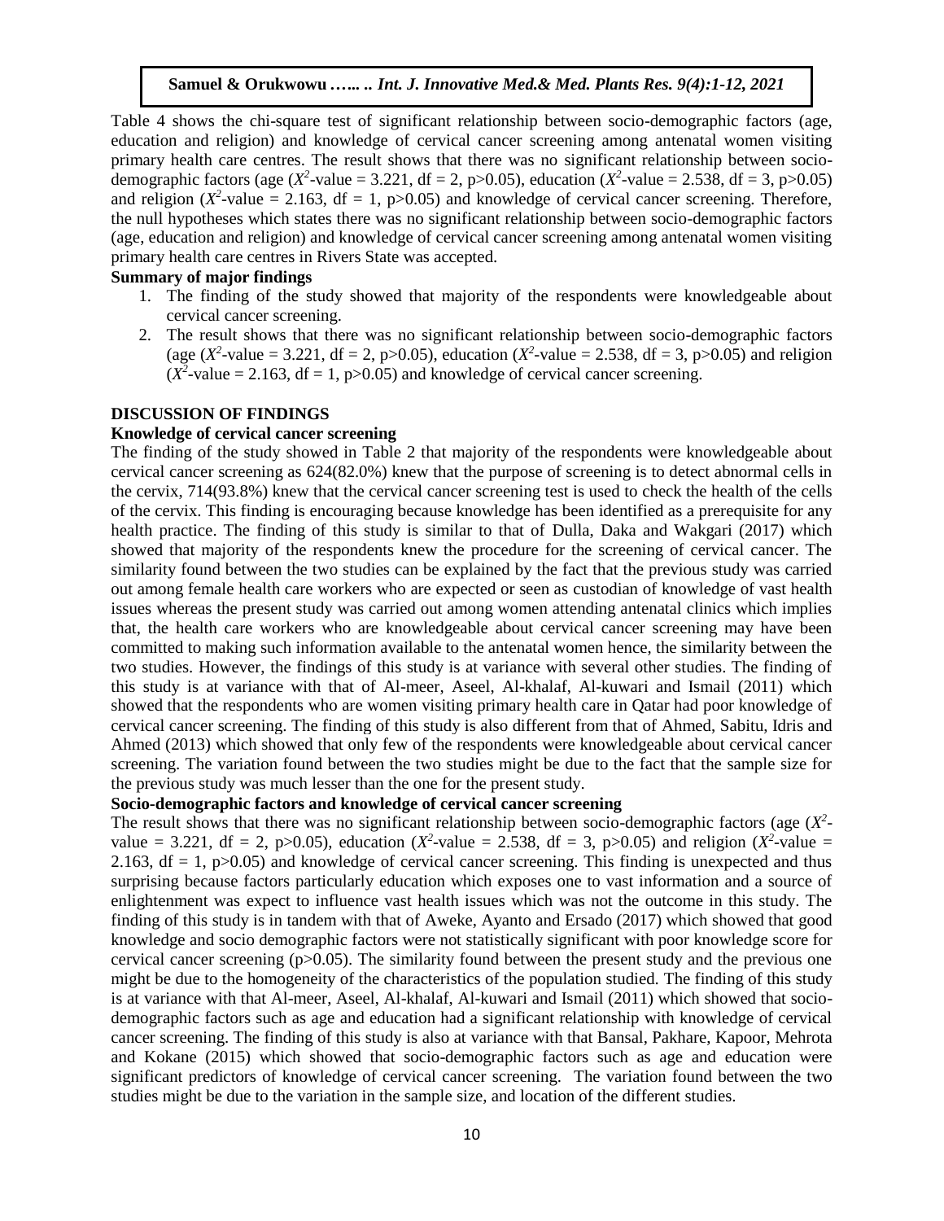Table 4 shows the chi-square test of significant relationship between socio-demographic factors (age, education and religion) and knowledge of cervical cancer screening among antenatal women visiting primary health care centres. The result shows that there was no significant relationship between socio-demographic factors (age ($X^2$-value = 3.221, df = 2, p>0.05), education ($X^2$-value = 2.538, df = 3, p>0.05) and religion ($X^2$-value = 2.163, df = 1, p>0.05) and knowledge of cervical cancer screening. Therefore, the null hypotheses which states there was no significant relationship between socio-demographic factors (age, education and religion) and knowledge of cervical cancer screening among antenatal women visiting primary health care centres in Rivers State was accepted.

**Summary of major findings**

1. The finding of the study showed that majority of the respondents were knowledgeable about cervical cancer screening.
2. The result shows that there was no significant relationship between socio-demographic factors (age ($X^2$-value = 3.221, df = 2, p>0.05), education ($X^2$-value = 2.538, df = 3, p>0.05) and religion ($X^2$-value = 2.163, df = 1, p>0.05) and knowledge of cervical cancer screening.

## DISCUSSION OF FINDINGS

### Knowledge of cervical cancer screening

The finding of the study showed in Table 2 that majority of the respondents were knowledgeable about cervical cancer screening as 624(82.0%) knew that the purpose of screening is to detect abnormal cells in the cervix, 714(93.8%) knew that the cervical cancer screening test is used to check the health of the cells of the cervix. This finding is encouraging because knowledge has been identified as a prerequisite for any health practice. The finding of this study is similar to that of Dulla, Daka and Wakgari (2017) which showed that majority of the respondents knew the procedure for the screening of cervical cancer. The similarity found between the two studies can be explained by the fact that the previous study was carried out among female health care workers who are expected or seen as custodian of knowledge of vast health issues whereas the present study was carried out among women attending antenatal clinics which implies that, the health care workers who are knowledgeable about cervical cancer screening may have been committed to making such information available to the antenatal women hence, the similarity between the two studies. However, the findings of this study is at variance with several other studies. The finding of this study is at variance with that of Al-meer, Aseel, Al-khalaf, Al-kuwari and Ismail (2011) which showed that the respondents who are women visiting primary health care in Qatar had poor knowledge of cervical cancer screening. The finding of this study is also different from that of Ahmed, Sabitu, Idris and Ahmed (2013) which showed that only few of the respondents were knowledgeable about cervical cancer screening. The variation found between the two studies might be due to the fact that the sample size for the previous study was much lesser than the one for the present study.

### Socio-demographic factors and knowledge of cervical cancer screening

The result shows that there was no significant relationship between socio-demographic factors (age ($X^2$-value = 3.221, df = 2, p>0.05), education ($X^2$-value = 2.538, df = 3, p>0.05) and religion ($X^2$-value = 2.163, df = 1, p>0.05) and knowledge of cervical cancer screening. This finding is unexpected and thus surprising because factors particularly education which exposes one to vast information and a source of enlightenment was expect to influence vast health issues which was not the outcome in this study. The finding of this study is in tandem with that of Aweke, Ayanto and Ersado (2017) which showed that good knowledge and socio demographic factors were not statistically significant with poor knowledge score for cervical cancer screening (p>0.05). The similarity found between the present study and the previous one might be due to the homogeneity of the characteristics of the population studied. The finding of this study is at variance with that Al-meer, Aseel, Al-khalaf, Al-kuwari and Ismail (2011) which showed that socio-demographic factors such as age and education had a significant relationship with knowledge of cervical cancer screening. The finding of this study is also at variance with that Bansal, Pakhare, Kapoor, Mehrota and Kokane (2015) which showed that socio-demographic factors such as age and education were significant predictors of knowledge of cervical cancer screening. The variation found between the two studies might be due to the variation in the sample size, and location of the different studies.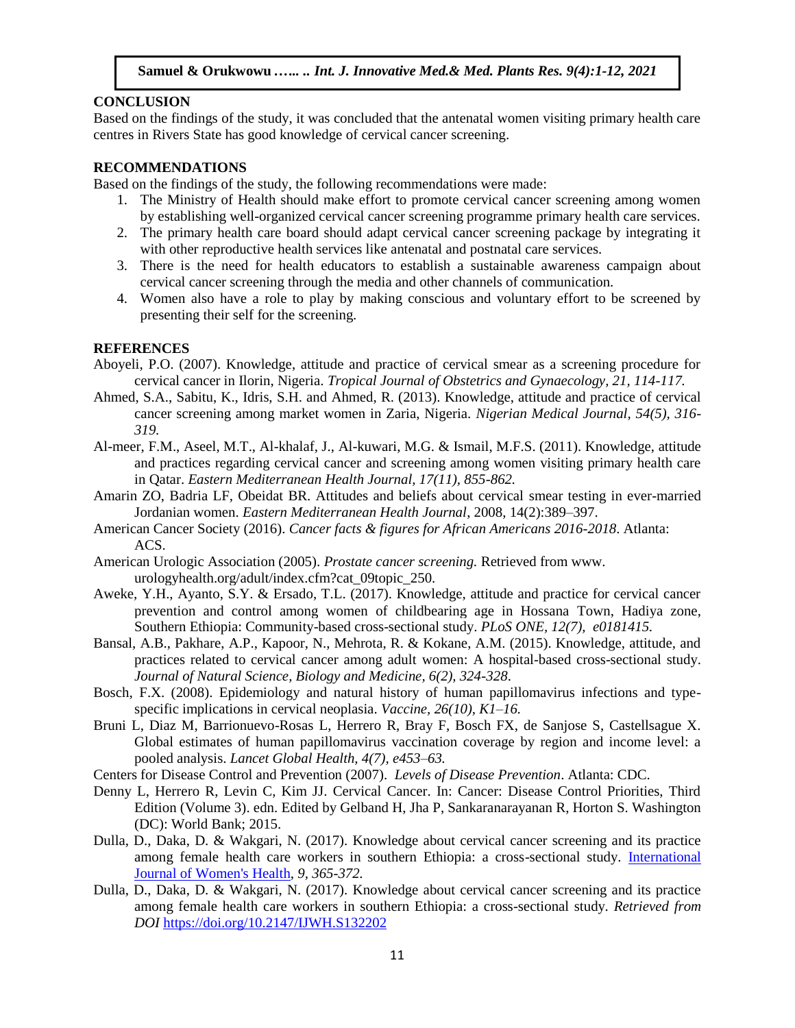## CONCLUSION

Based on the findings of the study, it was concluded that the antenatal women visiting primary health care centres in Rivers State has good knowledge of cervical cancer screening.

## RECOMMENDATIONS

Based on the findings of the study, the following recommendations were made:

1. The Ministry of Health should make effort to promote cervical cancer screening among women by establishing well-organized cervical cancer screening programme primary health care services.
2. The primary health care board should adapt cervical cancer screening package by integrating it with other reproductive health services like antenatal and postnatal care services.
3. There is the need for health educators to establish a sustainable awareness campaign about cervical cancer screening through the media and other channels of communication.
4. Women also have a role to play by making conscious and voluntary effort to be screened by presenting their self for the screening.

## REFERENCES

Aboyeli, P.O. (2007). Knowledge, attitude and practice of cervical smear as a screening procedure for cervical cancer in Ilorin, Nigeria. *Tropical Journal of Obstetrics and Gynaecology, 21, 114-117.*

Ahmed, S.A., Sabitu, K., Idris, S.H. and Ahmed, R. (2013). Knowledge, attitude and practice of cervical cancer screening among market women in Zaria, Nigeria. *Nigerian Medical Journal, 54(5), 316-319.*

Al-meer, F.M., Aseel, M.T., Al-khalaf, J., Al-kuwari, M.G. & Ismail, M.F.S. (2011). Knowledge, attitude and practices regarding cervical cancer and screening among women visiting primary health care in Qatar. *Eastern Mediterranean Health Journal, 17(11), 855-862.*

Amarin ZO, Badria LF, Obeidat BR. Attitudes and beliefs about cervical smear testing in ever-married Jordanian women. *Eastern Mediterranean Health Journal*, 2008, 14(2):389–397.

American Cancer Society (2016). *Cancer facts & figures for African Americans 2016-2018*. Atlanta: ACS.

American Urologic Association (2005). *Prostate cancer screening.* Retrieved from www. urologyhealth.org/adult/index.cfm?cat_09topic_250.

Aweke, Y.H., Ayanto, S.Y. & Ersado, T.L. (2017). Knowledge, attitude and practice for cervical cancer prevention and control among women of childbearing age in Hossana Town, Hadiya zone, Southern Ethiopia: Community-based cross-sectional study. *PLoS ONE, 12(7), e0181415.*

Bansal, A.B., Pakhare, A.P., Kapoor, N., Mehrota, R. & Kokane, A.M. (2015). Knowledge, attitude, and practices related to cervical cancer among adult women: A hospital-based cross-sectional study. *Journal of Natural Science, Biology and Medicine, 6(2), 324-328*.

Bosch, F.X. (2008). Epidemiology and natural history of human papillomavirus infections and type-specific implications in cervical neoplasia. *Vaccine, 26(10), K1–16.*

Bruni L, Diaz M, Barrionuevo-Rosas L, Herrero R, Bray F, Bosch FX, de Sanjose S, Castellsague X. Global estimates of human papillomavirus vaccination coverage by region and income level: a pooled analysis. *Lancet Global Health, 4(7), e453–63.*

Centers for Disease Control and Prevention (2007). *Levels of Disease Prevention*. Atlanta: CDC.

Denny L, Herrero R, Levin C, Kim JJ. Cervical Cancer. In: Cancer: Disease Control Priorities, Third Edition (Volume 3). edn. Edited by Gelband H, Jha P, Sankaranarayanan R, Horton S. Washington (DC): World Bank; 2015.

Dulla, D., Daka, D. & Wakgari, N. (2017). Knowledge about cervical cancer screening and its practice among female health care workers in southern Ethiopia: a cross-sectional study. International Journal of Women's Health*, 9, 365-372.*

Dulla, D., Daka, D. & Wakgari, N. (2017). Knowledge about cervical cancer screening and its practice among female health care workers in southern Ethiopia: a cross-sectional study. *Retrieved from DOI* https://doi.org/10.2147/IJWH.S132202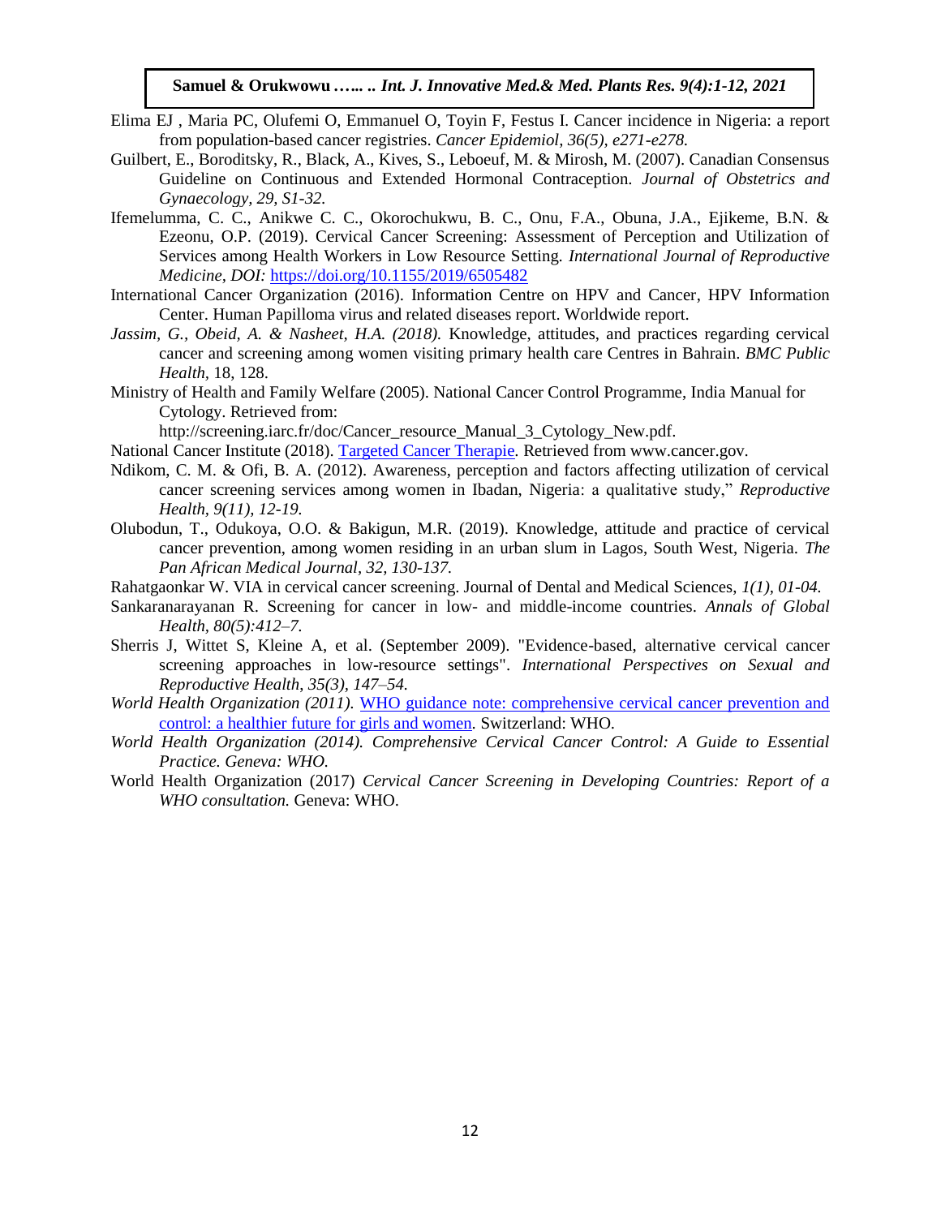Elima EJ , Maria PC, Olufemi O, Emmanuel O, Toyin F, Festus I. Cancer incidence in Nigeria: a report from population-based cancer registries. *Cancer Epidemiol, 36(5), e271-e278.*

Guilbert, E., Boroditsky, R., Black, A., Kives, S., Leboeuf, M. & Mirosh, M. (2007). Canadian Consensus Guideline on Continuous and Extended Hormonal Contraception. *Journal of Obstetrics and Gynaecology, 29, S1-32.*

Ifemelumma, C. C., Anikwe C. C., Okorochukwu, B. C., Onu, F.A., Obuna, J.A., Ejikeme, B.N. & Ezeonu, O.P. (2019). Cervical Cancer Screening: Assessment of Perception and Utilization of Services among Health Workers in Low Resource Setting. *International Journal of Reproductive Medicine, DOI:* https://doi.org/10.1155/2019/6505482

International Cancer Organization (2016). Information Centre on HPV and Cancer, HPV Information Center. Human Papilloma virus and related diseases report. Worldwide report.

*Jassim, G., Obeid, A. & Nasheet, H.A. (2018).* Knowledge, attitudes, and practices regarding cervical cancer and screening among women visiting primary health care Centres in Bahrain. *BMC Public Health,* 18, 128.

Ministry of Health and Family Welfare (2005). National Cancer Control Programme, India Manual for Cytology. Retrieved from: http://screening.iarc.fr/doc/Cancer_resource_Manual_3_Cytology_New.pdf.

National Cancer Institute (2018). Targeted Cancer Therapie. Retrieved from www.cancer.gov.

Ndikom, C. M. & Ofi, B. A. (2012). Awareness, perception and factors affecting utilization of cervical cancer screening services among women in Ibadan, Nigeria: a qualitative study," *Reproductive Health, 9(11), 12-19.*

Olubodun, T., Odukoya, O.O. & Bakigun, M.R. (2019). Knowledge, attitude and practice of cervical cancer prevention, among women residing in an urban slum in Lagos, South West, Nigeria. *The Pan African Medical Journal, 32, 130-137.*

Rahatgaonkar W. VIA in cervical cancer screening. Journal of Dental and Medical Sciences, *1(1), 01-04.*

Sankaranarayanan R. Screening for cancer in low- and middle-income countries. *Annals of Global Health, 80(5):412–7.*

Sherris J, Wittet S, Kleine A, et al. (September 2009). "Evidence-based, alternative cervical cancer screening approaches in low-resource settings". *International Perspectives on Sexual and Reproductive Health, 35(3), 147–54.*

*World Health Organization (2011).* WHO guidance note: comprehensive cervical cancer prevention and control: a healthier future for girls and women. Switzerland: WHO.

*World Health Organization (2014). Comprehensive Cervical Cancer Control: A Guide to Essential Practice. Geneva: WHO.*

World Health Organization (2017) *Cervical Cancer Screening in Developing Countries: Report of a WHO consultation.* Geneva: WHO.